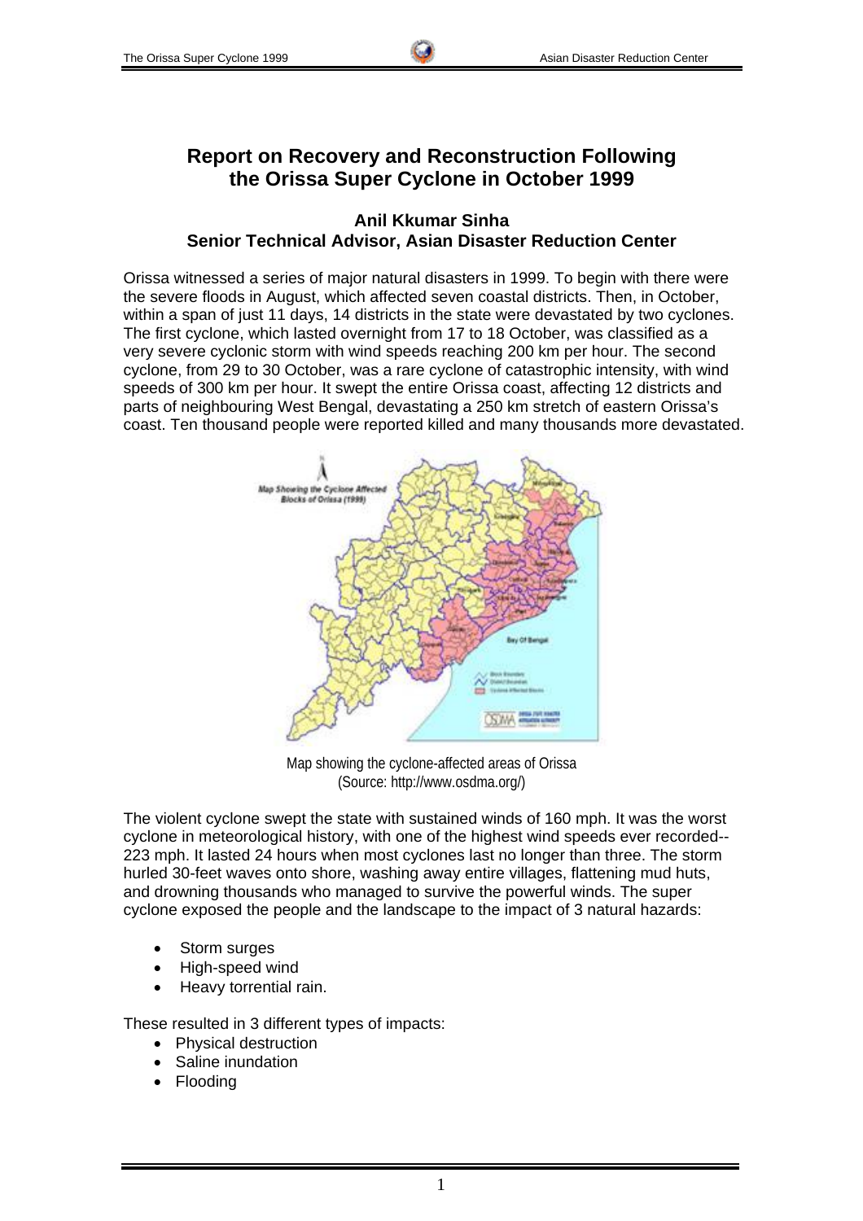# Report on Recovery and Reconstruction Following the Orissa Super Cyclone in October 1999

**Anil Kkumar Sinha**
**Senior Technical Advisor, Asian Disaster Reduction Center**

Orissa witnessed a series of major natural disasters in 1999. To begin with there were the severe floods in August, which affected seven coastal districts. Then, in October, within a span of just 11 days, 14 districts in the state were devastated by two cyclones. The first cyclone, which lasted overnight from 17 to 18 October, was classified as a very severe cyclonic storm with wind speeds reaching 200 km per hour. The second cyclone, from 29 to 30 October, was a rare cyclone of catastrophic intensity, with wind speeds of 300 km per hour. It swept the entire Orissa coast, affecting 12 districts and parts of neighbouring West Bengal, devastating a 250 km stretch of eastern Orissa's coast. Ten thousand people were reported killed and many thousands more devastated.

Map showing the cyclone-affected areas of Orissa
(Source: http://www.osdma.org/)

The violent cyclone swept the state with sustained winds of 160 mph. It was the worst cyclone in meteorological history, with one of the highest wind speeds ever recorded--223 mph. It lasted 24 hours when most cyclones last no longer than three. The storm hurled 30-feet waves onto shore, washing away entire villages, flattening mud huts, and drowning thousands who managed to survive the powerful winds. The super cyclone exposed the people and the landscape to the impact of 3 natural hazards:

- Storm surges
- High-speed wind
- Heavy torrential rain.

These resulted in 3 different types of impacts:

- Physical destruction
- Saline inundation
- Flooding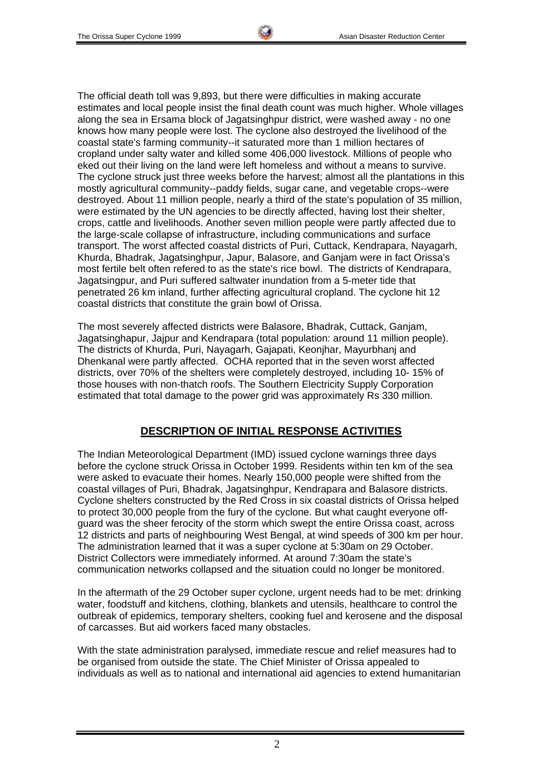The official death toll was 9,893, but there were difficulties in making accurate estimates and local people insist the final death count was much higher. Whole villages along the sea in Ersama block of Jagatsinghpur district, were washed away - no one knows how many people were lost. The cyclone also destroyed the livelihood of the coastal state's farming community--it saturated more than 1 million hectares of cropland under salty water and killed some 406,000 livestock. Millions of people who eked out their living on the land were left homeless and without a means to survive. The cyclone struck just three weeks before the harvest; almost all the plantations in this mostly agricultural community--paddy fields, sugar cane, and vegetable crops--were destroyed. About 11 million people, nearly a third of the state's population of 35 million, were estimated by the UN agencies to be directly affected, having lost their shelter, crops, cattle and livelihoods. Another seven million people were partly affected due to the large-scale collapse of infrastructure, including communications and surface transport. The worst affected coastal districts of Puri, Cuttack, Kendrapara, Nayagarh, Khurda, Bhadrak, Jagatsinghpur, Japur, Balasore, and Ganjam were in fact Orissa's most fertile belt often refered to as the state's rice bowl. The districts of Kendrapara, Jagatsingpur, and Puri suffered saltwater inundation from a 5-meter tide that penetrated 26 km inland, further affecting agricultural cropland. The cyclone hit 12 coastal districts that constitute the grain bowl of Orissa.

The most severely affected districts were Balasore, Bhadrak, Cuttack, Ganjam, Jagatsinghapur, Jajpur and Kendrapara (total population: around 11 million people). The districts of Khurda, Puri, Nayagarh, Gajapati, Keonjhar, Mayurbhanj and Dhenkanal were partly affected. OCHA reported that in the seven worst affected districts, over 70% of the shelters were completely destroyed, including 10- 15% of those houses with non-thatch roofs. The Southern Electricity Supply Corporation estimated that total damage to the power grid was approximately Rs 330 million.

## DESCRIPTION OF INITIAL RESPONSE ACTIVITIES

The Indian Meteorological Department (IMD) issued cyclone warnings three days before the cyclone struck Orissa in October 1999. Residents within ten km of the sea were asked to evacuate their homes. Nearly 150,000 people were shifted from the coastal villages of Puri, Bhadrak, Jagatsinghpur, Kendrapara and Balasore districts. Cyclone shelters constructed by the Red Cross in six coastal districts of Orissa helped to protect 30,000 people from the fury of the cyclone. But what caught everyone off-guard was the sheer ferocity of the storm which swept the entire Orissa coast, across 12 districts and parts of neighbouring West Bengal, at wind speeds of 300 km per hour. The administration learned that it was a super cyclone at 5:30am on 29 October. District Collectors were immediately informed. At around 7:30am the state's communication networks collapsed and the situation could no longer be monitored.

In the aftermath of the 29 October super cyclone, urgent needs had to be met: drinking water, foodstuff and kitchens, clothing, blankets and utensils, healthcare to control the outbreak of epidemics, temporary shelters, cooking fuel and kerosene and the disposal of carcasses. But aid workers faced many obstacles.

With the state administration paralysed, immediate rescue and relief measures had to be organised from outside the state. The Chief Minister of Orissa appealed to individuals as well as to national and international aid agencies to extend humanitarian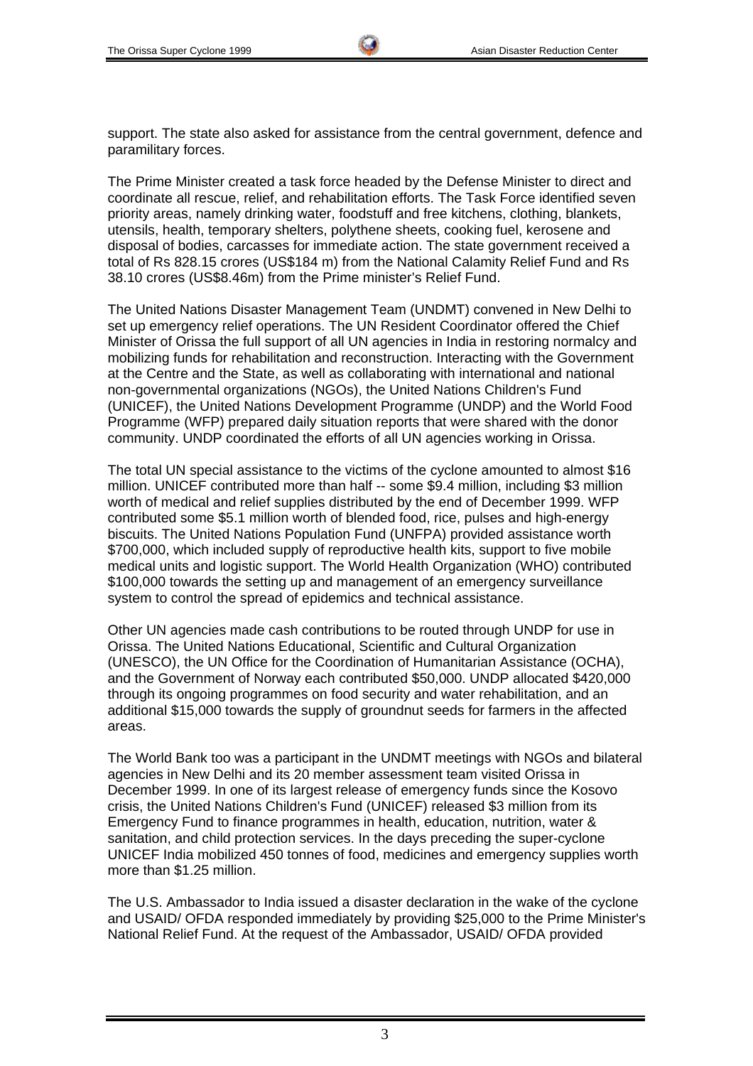support. The state also asked for assistance from the central government, defence and paramilitary forces.

The Prime Minister created a task force headed by the Defense Minister to direct and coordinate all rescue, relief, and rehabilitation efforts. The Task Force identified seven priority areas, namely drinking water, foodstuff and free kitchens, clothing, blankets, utensils, health, temporary shelters, polythene sheets, cooking fuel, kerosene and disposal of bodies, carcasses for immediate action. The state government received a total of Rs 828.15 crores (US$184 m) from the National Calamity Relief Fund and Rs 38.10 crores (US$8.46m) from the Prime minister's Relief Fund.

The United Nations Disaster Management Team (UNDMT) convened in New Delhi to set up emergency relief operations. The UN Resident Coordinator offered the Chief Minister of Orissa the full support of all UN agencies in India in restoring normalcy and mobilizing funds for rehabilitation and reconstruction. Interacting with the Government at the Centre and the State, as well as collaborating with international and national non-governmental organizations (NGOs), the United Nations Children's Fund (UNICEF), the United Nations Development Programme (UNDP) and the World Food Programme (WFP) prepared daily situation reports that were shared with the donor community. UNDP coordinated the efforts of all UN agencies working in Orissa.

The total UN special assistance to the victims of the cyclone amounted to almost $16 million. UNICEF contributed more than half -- some $9.4 million, including $3 million worth of medical and relief supplies distributed by the end of December 1999. WFP contributed some $5.1 million worth of blended food, rice, pulses and high-energy biscuits. The United Nations Population Fund (UNFPA) provided assistance worth $700,000, which included supply of reproductive health kits, support to five mobile medical units and logistic support. The World Health Organization (WHO) contributed $100,000 towards the setting up and management of an emergency surveillance system to control the spread of epidemics and technical assistance.

Other UN agencies made cash contributions to be routed through UNDP for use in Orissa. The United Nations Educational, Scientific and Cultural Organization (UNESCO), the UN Office for the Coordination of Humanitarian Assistance (OCHA), and the Government of Norway each contributed $50,000. UNDP allocated $420,000 through its ongoing programmes on food security and water rehabilitation, and an additional $15,000 towards the supply of groundnut seeds for farmers in the affected areas.

The World Bank too was a participant in the UNDMT meetings with NGOs and bilateral agencies in New Delhi and its 20 member assessment team visited Orissa in December 1999. In one of its largest release of emergency funds since the Kosovo crisis, the United Nations Children's Fund (UNICEF) released $3 million from its Emergency Fund to finance programmes in health, education, nutrition, water & sanitation, and child protection services. In the days preceding the super-cyclone UNICEF India mobilized 450 tonnes of food, medicines and emergency supplies worth more than $1.25 million.

The U.S. Ambassador to India issued a disaster declaration in the wake of the cyclone and USAID/ OFDA responded immediately by providing $25,000 to the Prime Minister's National Relief Fund. At the request of the Ambassador, USAID/ OFDA provided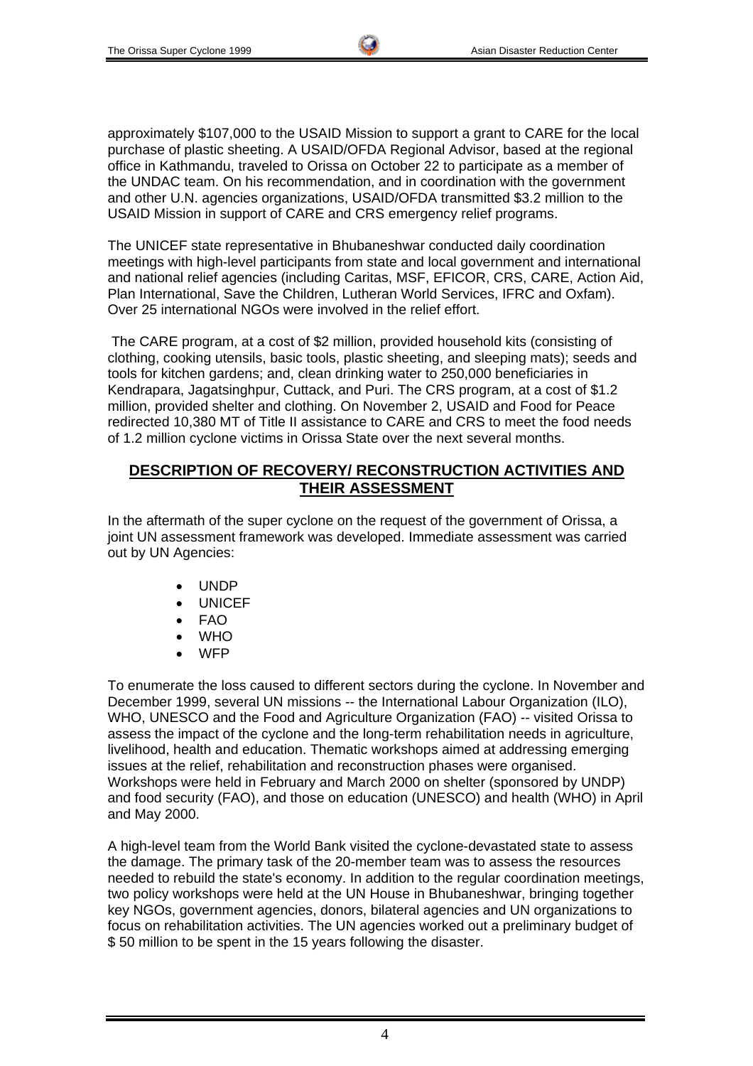approximately $107,000 to the USAID Mission to support a grant to CARE for the local purchase of plastic sheeting. A USAID/OFDA Regional Advisor, based at the regional office in Kathmandu, traveled to Orissa on October 22 to participate as a member of the UNDAC team. On his recommendation, and in coordination with the government and other U.N. agencies organizations, USAID/OFDA transmitted $3.2 million to the USAID Mission in support of CARE and CRS emergency relief programs.

The UNICEF state representative in Bhubaneshwar conducted daily coordination meetings with high-level participants from state and local government and international and national relief agencies (including Caritas, MSF, EFICOR, CRS, CARE, Action Aid, Plan International, Save the Children, Lutheran World Services, IFRC and Oxfam). Over 25 international NGOs were involved in the relief effort.

The CARE program, at a cost of $2 million, provided household kits (consisting of clothing, cooking utensils, basic tools, plastic sheeting, and sleeping mats); seeds and tools for kitchen gardens; and, clean drinking water to 250,000 beneficiaries in Kendrapara, Jagatsinghpur, Cuttack, and Puri. The CRS program, at a cost of $1.2 million, provided shelter and clothing. On November 2, USAID and Food for Peace redirected 10,380 MT of Title II assistance to CARE and CRS to meet the food needs of 1.2 million cyclone victims in Orissa State over the next several months.

## DESCRIPTION OF RECOVERY/ RECONSTRUCTION ACTIVITIES AND THEIR ASSESSMENT

In the aftermath of the super cyclone on the request of the government of Orissa, a joint UN assessment framework was developed. Immediate assessment was carried out by UN Agencies:

- UNDP
- UNICEF
- FAO
- WHO
- WFP

To enumerate the loss caused to different sectors during the cyclone. In November and December 1999, several UN missions -- the International Labour Organization (ILO), WHO, UNESCO and the Food and Agriculture Organization (FAO) -- visited Orissa to assess the impact of the cyclone and the long-term rehabilitation needs in agriculture, livelihood, health and education. Thematic workshops aimed at addressing emerging issues at the relief, rehabilitation and reconstruction phases were organised. Workshops were held in February and March 2000 on shelter (sponsored by UNDP) and food security (FAO), and those on education (UNESCO) and health (WHO) in April and May 2000.

A high-level team from the World Bank visited the cyclone-devastated state to assess the damage. The primary task of the 20-member team was to assess the resources needed to rebuild the state's economy. In addition to the regular coordination meetings, two policy workshops were held at the UN House in Bhubaneshwar, bringing together key NGOs, government agencies, donors, bilateral agencies and UN organizations to focus on rehabilitation activities. The UN agencies worked out a preliminary budget of $ 50 million to be spent in the 15 years following the disaster.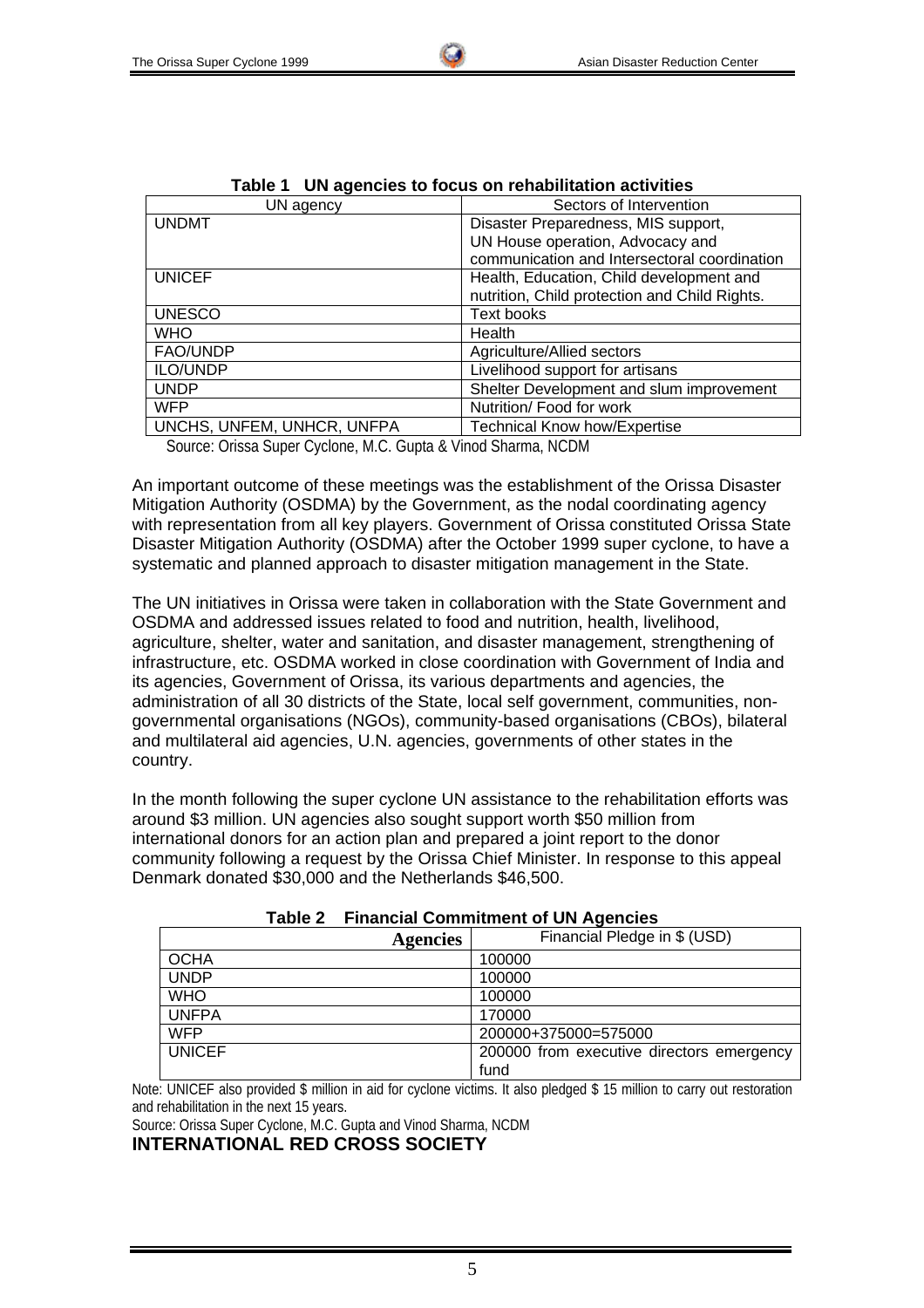**Table 1 UN agencies to focus on rehabilitation activities**

| UN agency | Sectors of Intervention |
|---|---|
| UNDMT | Disaster Preparedness, MIS support, UN House operation, Advocacy and communication and Intersectoral coordination |
| UNICEF | Health, Education, Child development and nutrition, Child protection and Child Rights. |
| UNESCO | Text books |
| WHO | Health |
| FAO/UNDP | Agriculture/Allied sectors |
| ILO/UNDP | Livelihood support for artisans |
| UNDP | Shelter Development and slum improvement |
| WFP | Nutrition/ Food for work |
| UNCHS, UNFEM, UNHCR, UNFPA | Technical Know how/Expertise |

Source: Orissa Super Cyclone, M.C. Gupta & Vinod Sharma, NCDM

An important outcome of these meetings was the establishment of the Orissa Disaster Mitigation Authority (OSDMA) by the Government, as the nodal coordinating agency with representation from all key players. Government of Orissa constituted Orissa State Disaster Mitigation Authority (OSDMA) after the October 1999 super cyclone, to have a systematic and planned approach to disaster mitigation management in the State.

The UN initiatives in Orissa were taken in collaboration with the State Government and OSDMA and addressed issues related to food and nutrition, health, livelihood, agriculture, shelter, water and sanitation, and disaster management, strengthening of infrastructure, etc. OSDMA worked in close coordination with Government of India and its agencies, Government of Orissa, its various departments and agencies, the administration of all 30 districts of the State, local self government, communities, non-governmental organisations (NGOs), community-based organisations (CBOs), bilateral and multilateral aid agencies, U.N. agencies, governments of other states in the country.

In the month following the super cyclone UN assistance to the rehabilitation efforts was around $3 million. UN agencies also sought support worth $50 million from international donors for an action plan and prepared a joint report to the donor community following a request by the Orissa Chief Minister. In response to this appeal Denmark donated $30,000 and the Netherlands $46,500.

**Table 2 Financial Commitment of UN Agencies**

| Agencies | Financial Pledge in $ (USD) |
|---|---|
| OCHA | 100000 |
| UNDP | 100000 |
| WHO | 100000 |
| UNFPA | 170000 |
| WFP | 200000+375000=575000 |
| UNICEF | 200000 from executive directors emergency fund |

Note: UNICEF also provided $ million in aid for cyclone victims. It also pledged $ 15 million to carry out restoration and rehabilitation in the next 15 years.

Source: Orissa Super Cyclone, M.C. Gupta and Vinod Sharma, NCDM

## INTERNATIONAL RED CROSS SOCIETY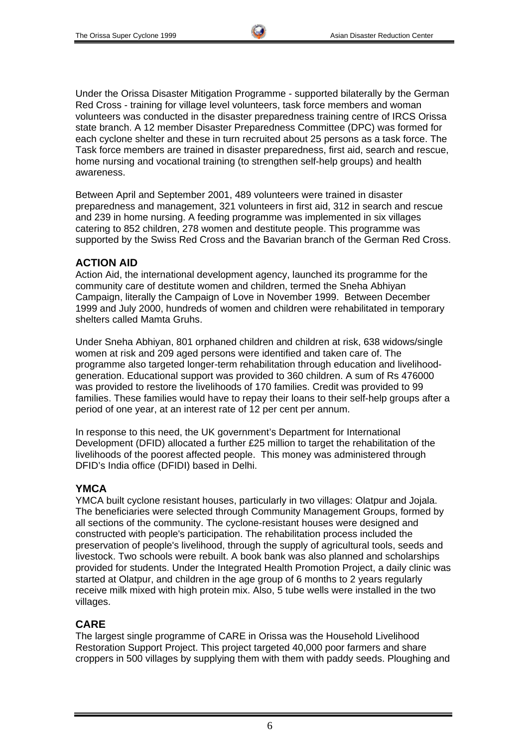Under the Orissa Disaster Mitigation Programme - supported bilaterally by the German Red Cross - training for village level volunteers, task force members and woman volunteers was conducted in the disaster preparedness training centre of IRCS Orissa state branch. A 12 member Disaster Preparedness Committee (DPC) was formed for each cyclone shelter and these in turn recruited about 25 persons as a task force. The Task force members are trained in disaster preparedness, first aid, search and rescue, home nursing and vocational training (to strengthen self-help groups) and health awareness.

Between April and September 2001, 489 volunteers were trained in disaster preparedness and management, 321 volunteers in first aid, 312 in search and rescue and 239 in home nursing. A feeding programme was implemented in six villages catering to 852 children, 278 women and destitute people. This programme was supported by the Swiss Red Cross and the Bavarian branch of the German Red Cross.

## ACTION AID

Action Aid, the international development agency, launched its programme for the community care of destitute women and children, termed the Sneha Abhiyan Campaign, literally the Campaign of Love in November 1999. Between December 1999 and July 2000, hundreds of women and children were rehabilitated in temporary shelters called Mamta Gruhs.

Under Sneha Abhiyan, 801 orphaned children and children at risk, 638 widows/single women at risk and 209 aged persons were identified and taken care of. The programme also targeted longer-term rehabilitation through education and livelihood-generation. Educational support was provided to 360 children. A sum of Rs 476000 was provided to restore the livelihoods of 170 families. Credit was provided to 99 families. These families would have to repay their loans to their self-help groups after a period of one year, at an interest rate of 12 per cent per annum.

In response to this need, the UK government's Department for International Development (DFID) allocated a further £25 million to target the rehabilitation of the livelihoods of the poorest affected people. This money was administered through DFID's India office (DFIDI) based in Delhi.

## YMCA

YMCA built cyclone resistant houses, particularly in two villages: Olatpur and Jojala. The beneficiaries were selected through Community Management Groups, formed by all sections of the community. The cyclone-resistant houses were designed and constructed with people's participation. The rehabilitation process included the preservation of people's livelihood, through the supply of agricultural tools, seeds and livestock. Two schools were rebuilt. A book bank was also planned and scholarships provided for students. Under the Integrated Health Promotion Project, a daily clinic was started at Olatpur, and children in the age group of 6 months to 2 years regularly receive milk mixed with high protein mix. Also, 5 tube wells were installed in the two villages.

## CARE

The largest single programme of CARE in Orissa was the Household Livelihood Restoration Support Project. This project targeted 40,000 poor farmers and share croppers in 500 villages by supplying them with them with paddy seeds. Ploughing and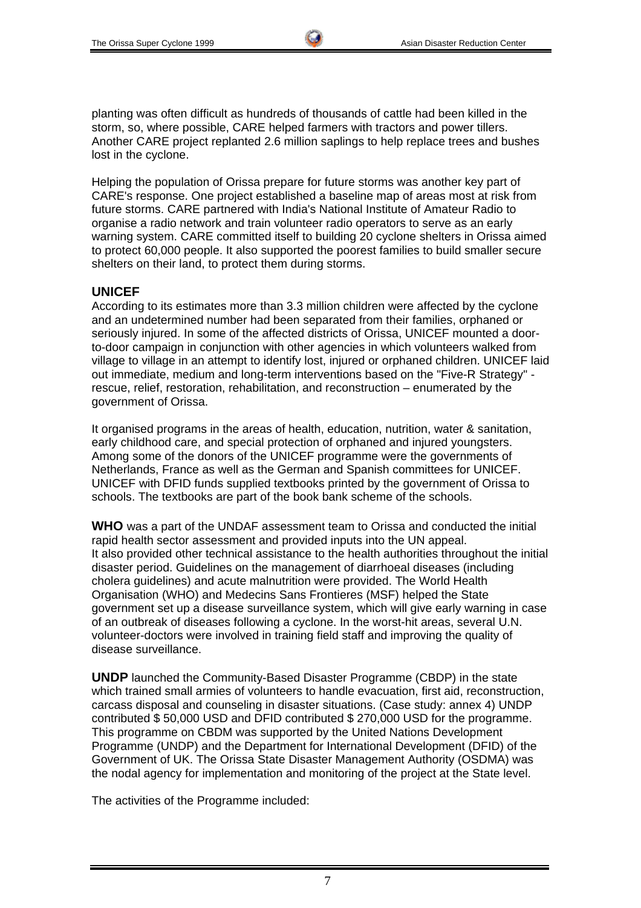planting was often difficult as hundreds of thousands of cattle had been killed in the storm, so, where possible, CARE helped farmers with tractors and power tillers. Another CARE project replanted 2.6 million saplings to help replace trees and bushes lost in the cyclone.

Helping the population of Orissa prepare for future storms was another key part of CARE's response. One project established a baseline map of areas most at risk from future storms. CARE partnered with India's National Institute of Amateur Radio to organise a radio network and train volunteer radio operators to serve as an early warning system. CARE committed itself to building 20 cyclone shelters in Orissa aimed to protect 60,000 people. It also supported the poorest families to build smaller secure shelters on their land, to protect them during storms.

### UNICEF

According to its estimates more than 3.3 million children were affected by the cyclone and an undetermined number had been separated from their families, orphaned or seriously injured. In some of the affected districts of Orissa, UNICEF mounted a door-to-door campaign in conjunction with other agencies in which volunteers walked from village to village in an attempt to identify lost, injured or orphaned children. UNICEF laid out immediate, medium and long-term interventions based on the "Five-R Strategy" - rescue, relief, restoration, rehabilitation, and reconstruction – enumerated by the government of Orissa.

It organised programs in the areas of health, education, nutrition, water & sanitation, early childhood care, and special protection of orphaned and injured youngsters. Among some of the donors of the UNICEF programme were the governments of Netherlands, France as well as the German and Spanish committees for UNICEF. UNICEF with DFID funds supplied textbooks printed by the government of Orissa to schools. The textbooks are part of the book bank scheme of the schools.

**WHO** was a part of the UNDAF assessment team to Orissa and conducted the initial rapid health sector assessment and provided inputs into the UN appeal. It also provided other technical assistance to the health authorities throughout the initial disaster period. Guidelines on the management of diarrhoeal diseases (including cholera guidelines) and acute malnutrition were provided. The World Health Organisation (WHO) and Medecins Sans Frontieres (MSF) helped the State government set up a disease surveillance system, which will give early warning in case of an outbreak of diseases following a cyclone. In the worst-hit areas, several U.N. volunteer-doctors were involved in training field staff and improving the quality of disease surveillance.

**UNDP** launched the Community-Based Disaster Programme (CBDP) in the state which trained small armies of volunteers to handle evacuation, first aid, reconstruction, carcass disposal and counseling in disaster situations. (Case study: annex 4) UNDP contributed $ 50,000 USD and DFID contributed $ 270,000 USD for the programme. This programme on CBDM was supported by the United Nations Development Programme (UNDP) and the Department for International Development (DFID) of the Government of UK. The Orissa State Disaster Management Authority (OSDMA) was the nodal agency for implementation and monitoring of the project at the State level.

The activities of the Programme included: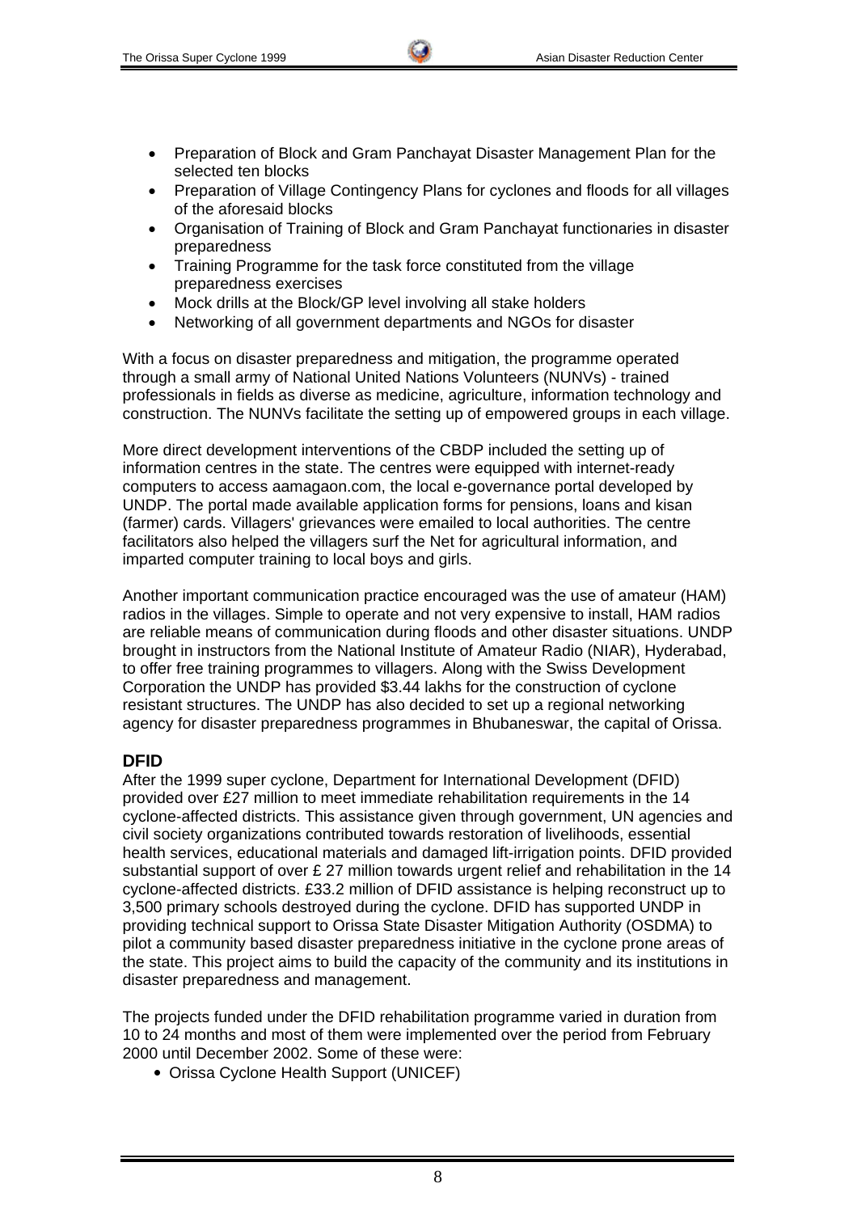- Preparation of Block and Gram Panchayat Disaster Management Plan for the selected ten blocks
- Preparation of Village Contingency Plans for cyclones and floods for all villages of the aforesaid blocks
- Organisation of Training of Block and Gram Panchayat functionaries in disaster preparedness
- Training Programme for the task force constituted from the village preparedness exercises
- Mock drills at the Block/GP level involving all stake holders
- Networking of all government departments and NGOs for disaster

With a focus on disaster preparedness and mitigation, the programme operated through a small army of National United Nations Volunteers (NUNVs) - trained professionals in fields as diverse as medicine, agriculture, information technology and construction. The NUNVs facilitate the setting up of empowered groups in each village.

More direct development interventions of the CBDP included the setting up of information centres in the state. The centres were equipped with internet-ready computers to access aamagaon.com, the local e-governance portal developed by UNDP. The portal made available application forms for pensions, loans and kisan (farmer) cards. Villagers' grievances were emailed to local authorities. The centre facilitators also helped the villagers surf the Net for agricultural information, and imparted computer training to local boys and girls.

Another important communication practice encouraged was the use of amateur (HAM) radios in the villages. Simple to operate and not very expensive to install, HAM radios are reliable means of communication during floods and other disaster situations. UNDP brought in instructors from the National Institute of Amateur Radio (NIAR), Hyderabad, to offer free training programmes to villagers. Along with the Swiss Development Corporation the UNDP has provided $3.44 lakhs for the construction of cyclone resistant structures. The UNDP has also decided to set up a regional networking agency for disaster preparedness programmes in Bhubaneswar, the capital of Orissa.

### DFID

After the 1999 super cyclone, Department for International Development (DFID) provided over £27 million to meet immediate rehabilitation requirements in the 14 cyclone-affected districts. This assistance given through government, UN agencies and civil society organizations contributed towards restoration of livelihoods, essential health services, educational materials and damaged lift-irrigation points. DFID provided substantial support of over £ 27 million towards urgent relief and rehabilitation in the 14 cyclone-affected districts. £33.2 million of DFID assistance is helping reconstruct up to 3,500 primary schools destroyed during the cyclone. DFID has supported UNDP in providing technical support to Orissa State Disaster Mitigation Authority (OSDMA) to pilot a community based disaster preparedness initiative in the cyclone prone areas of the state. This project aims to build the capacity of the community and its institutions in disaster preparedness and management.

The projects funded under the DFID rehabilitation programme varied in duration from 10 to 24 months and most of them were implemented over the period from February 2000 until December 2002. Some of these were:

- Orissa Cyclone Health Support (UNICEF)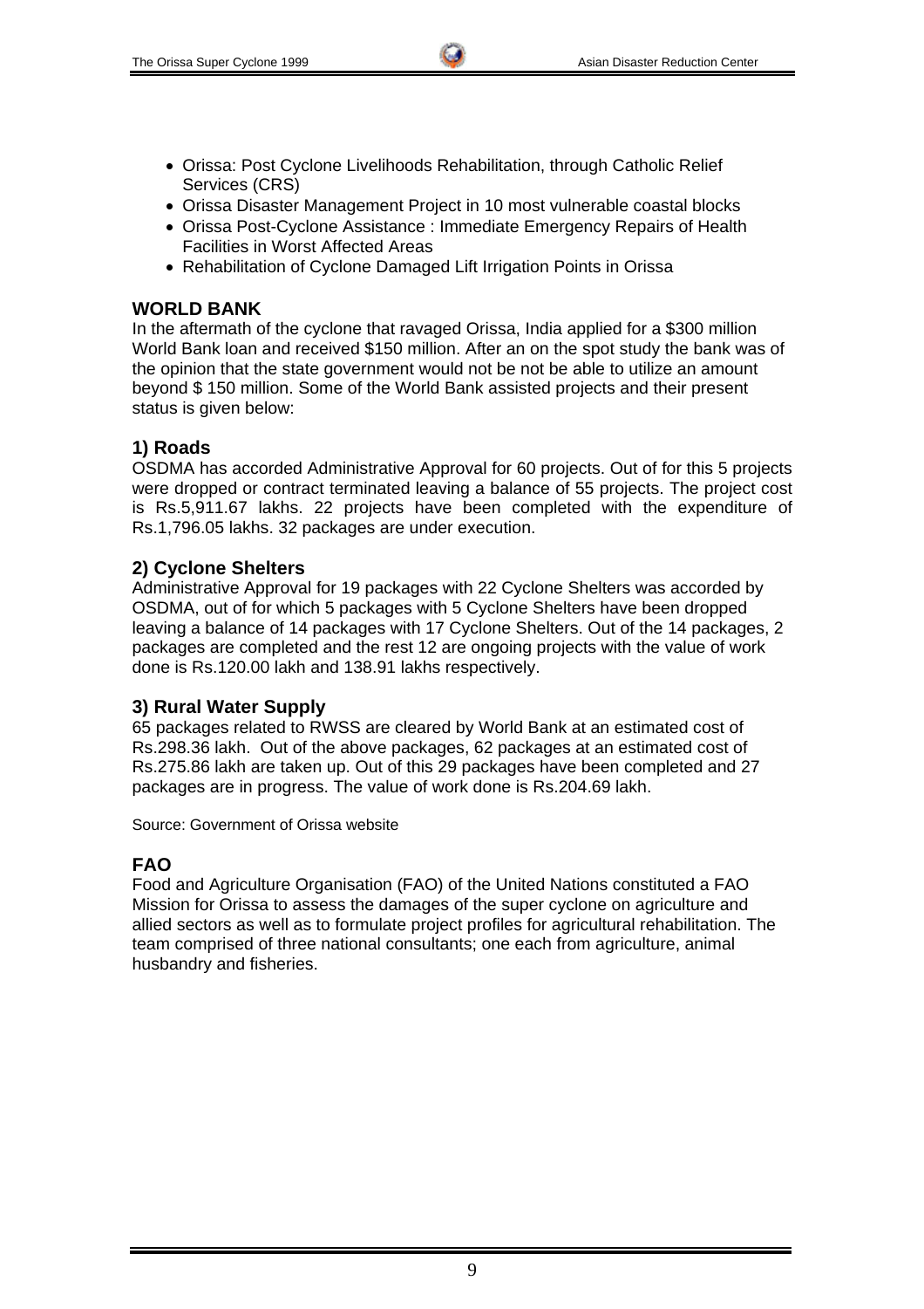- Orissa: Post Cyclone Livelihoods Rehabilitation, through Catholic Relief Services (CRS)
- Orissa Disaster Management Project in 10 most vulnerable coastal blocks
- Orissa Post-Cyclone Assistance : Immediate Emergency Repairs of Health Facilities in Worst Affected Areas
- Rehabilitation of Cyclone Damaged Lift Irrigation Points in Orissa

## WORLD BANK

In the aftermath of the cyclone that ravaged Orissa, India applied for a $300 million World Bank loan and received $150 million. After an on the spot study the bank was of the opinion that the state government would not be not be able to utilize an amount beyond $ 150 million. Some of the World Bank assisted projects and their present status is given below:

### 1) Roads

OSDMA has accorded Administrative Approval for 60 projects. Out of for this 5 projects were dropped or contract terminated leaving a balance of 55 projects. The project cost is Rs.5,911.67 lakhs. 22 projects have been completed with the expenditure of Rs.1,796.05 lakhs. 32 packages are under execution.

### 2) Cyclone Shelters

Administrative Approval for 19 packages with 22 Cyclone Shelters was accorded by OSDMA, out of for which 5 packages with 5 Cyclone Shelters have been dropped leaving a balance of 14 packages with 17 Cyclone Shelters. Out of the 14 packages, 2 packages are completed and the rest 12 are ongoing projects with the value of work done is Rs.120.00 lakh and 138.91 lakhs respectively.

### 3) Rural Water Supply

65 packages related to RWSS are cleared by World Bank at an estimated cost of Rs.298.36 lakh. Out of the above packages, 62 packages at an estimated cost of Rs.275.86 lakh are taken up. Out of this 29 packages have been completed and 27 packages are in progress. The value of work done is Rs.204.69 lakh.

Source: Government of Orissa website

## FAO

Food and Agriculture Organisation (FAO) of the United Nations constituted a FAO Mission for Orissa to assess the damages of the super cyclone on agriculture and allied sectors as well as to formulate project profiles for agricultural rehabilitation. The team comprised of three national consultants; one each from agriculture, animal husbandry and fisheries.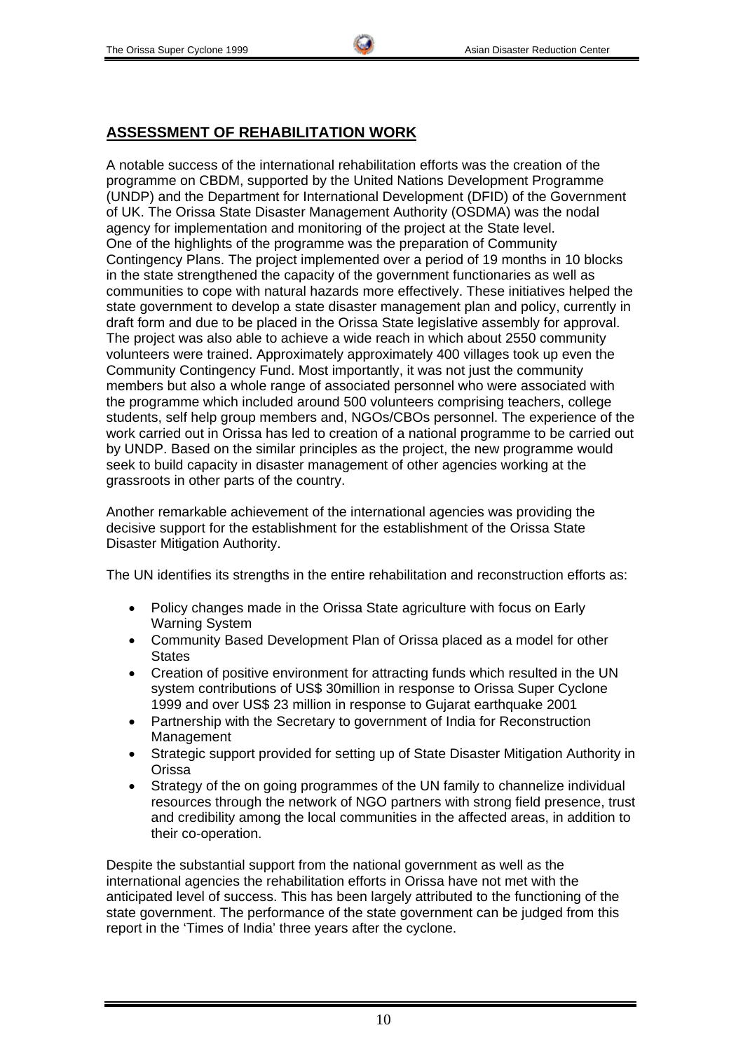## ASSESSMENT OF REHABILITATION WORK

A notable success of the international rehabilitation efforts was the creation of the programme on CBDM, supported by the United Nations Development Programme (UNDP) and the Department for International Development (DFID) of the Government of UK. The Orissa State Disaster Management Authority (OSDMA) was the nodal agency for implementation and monitoring of the project at the State level. One of the highlights of the programme was the preparation of Community Contingency Plans. The project implemented over a period of 19 months in 10 blocks in the state strengthened the capacity of the government functionaries as well as communities to cope with natural hazards more effectively. These initiatives helped the state government to develop a state disaster management plan and policy, currently in draft form and due to be placed in the Orissa State legislative assembly for approval. The project was also able to achieve a wide reach in which about 2550 community volunteers were trained. Approximately approximately 400 villages took up even the Community Contingency Fund. Most importantly, it was not just the community members but also a whole range of associated personnel who were associated with the programme which included around 500 volunteers comprising teachers, college students, self help group members and, NGOs/CBOs personnel. The experience of the work carried out in Orissa has led to creation of a national programme to be carried out by UNDP. Based on the similar principles as the project, the new programme would seek to build capacity in disaster management of other agencies working at the grassroots in other parts of the country.

Another remarkable achievement of the international agencies was providing the decisive support for the establishment for the establishment of the Orissa State Disaster Mitigation Authority.

The UN identifies its strengths in the entire rehabilitation and reconstruction efforts as:

- Policy changes made in the Orissa State agriculture with focus on Early Warning System
- Community Based Development Plan of Orissa placed as a model for other States
- Creation of positive environment for attracting funds which resulted in the UN system contributions of US$ 30million in response to Orissa Super Cyclone 1999 and over US$ 23 million in response to Gujarat earthquake 2001
- Partnership with the Secretary to government of India for Reconstruction Management
- Strategic support provided for setting up of State Disaster Mitigation Authority in Orissa
- Strategy of the on going programmes of the UN family to channelize individual resources through the network of NGO partners with strong field presence, trust and credibility among the local communities in the affected areas, in addition to their co-operation.

Despite the substantial support from the national government as well as the international agencies the rehabilitation efforts in Orissa have not met with the anticipated level of success. This has been largely attributed to the functioning of the state government. The performance of the state government can be judged from this report in the 'Times of India' three years after the cyclone.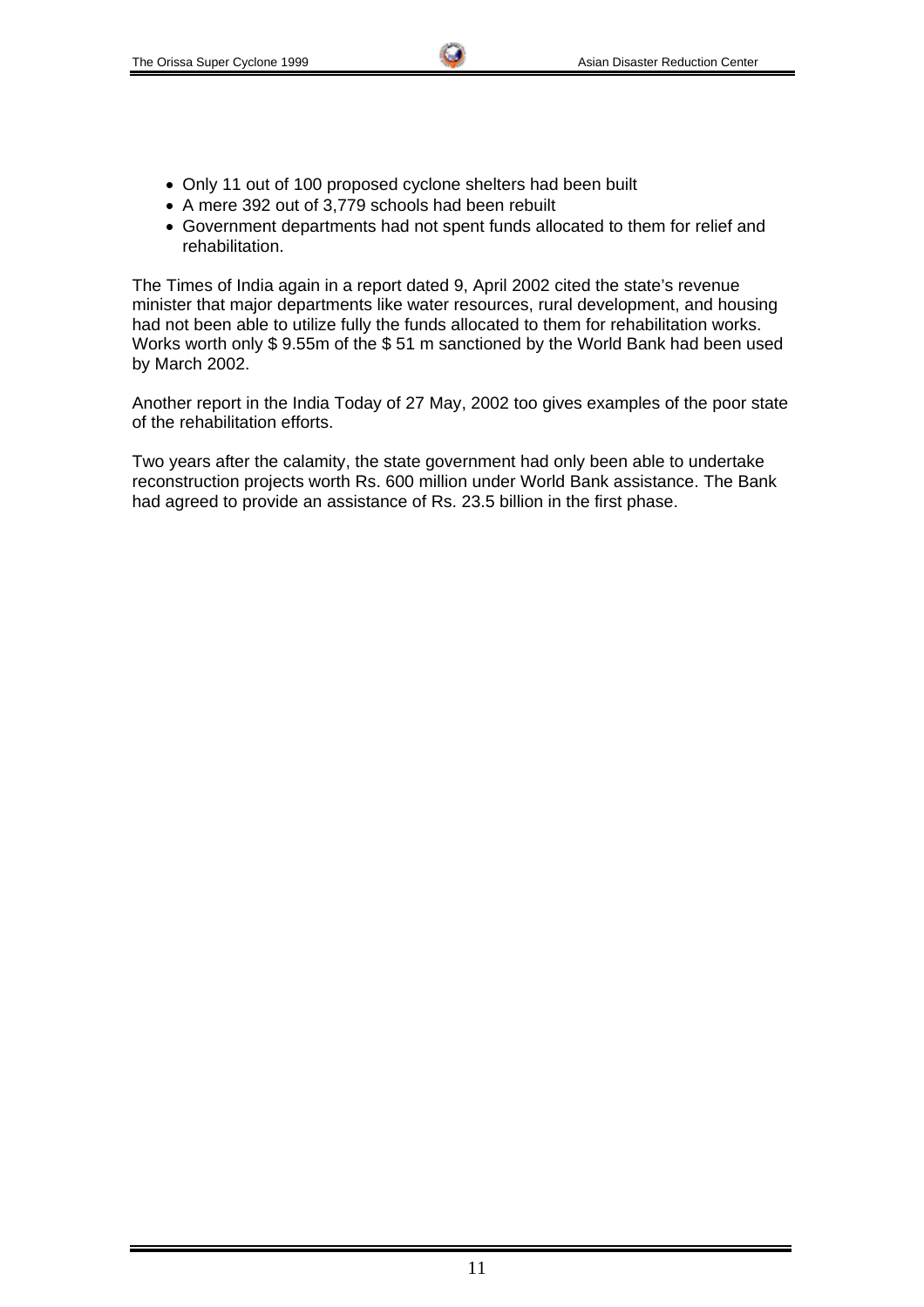- Only 11 out of 100 proposed cyclone shelters had been built
- A mere 392 out of 3,779 schools had been rebuilt
- Government departments had not spent funds allocated to them for relief and rehabilitation.

The Times of India again in a report dated 9, April 2002 cited the state's revenue minister that major departments like water resources, rural development, and housing had not been able to utilize fully the funds allocated to them for rehabilitation works. Works worth only $ 9.55m of the $ 51 m sanctioned by the World Bank had been used by March 2002.

Another report in the India Today of 27 May, 2002 too gives examples of the poor state of the rehabilitation efforts.

Two years after the calamity, the state government had only been able to undertake reconstruction projects worth Rs. 600 million under World Bank assistance. The Bank had agreed to provide an assistance of Rs. 23.5 billion in the first phase.